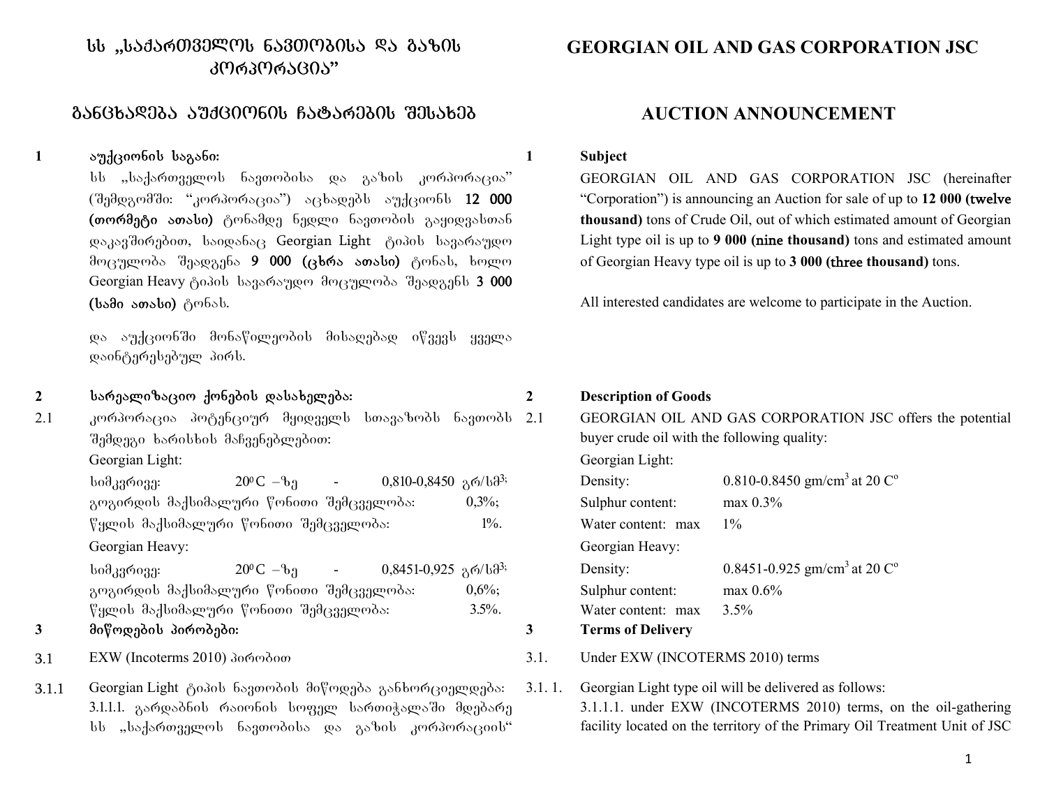# სს „საქართველოს ნავთობისა და გაზის კორპორაცია"

## განცხადება აუქციონის ჩატარების შესახებ

**1 აუქციონის საგანი:**

სს „საქართველოს ნავთობისა და გაზის კორპორაცია" (შემდგომში: "კორპორაცია") აცხადებს აუქციონს **12 000 (თორმეტი ათასი)** ტონამდე ნედლი ნავთობის გაყიდვასთან დაკავშირებით, საიდანაც Georgian Light ტიპის სავარაუდო მოცულობა შეადგენა **9 000 (ცხრა ათასი)** ტონას, ხოლო Georgian Heavy ტიპის სავარაუდო მოცულობა შეადგენს **3 000 (სამი ათასი)** ტონას.

და აუქციონში მონაწილეობის მისაღებად იწვევს ყველა დაინტერესებულ პირს.

**2 სარეალიზაციო ქონების დასახელება:**

2.1 კორპორაცია პოტენციურ მყიდველს სთავაზობს ნავთობს შემდეგი ხარისხის მაჩვენებლებით:

Georgian Light:

სიმკვრივე: $20^0$C –ზე - 0,810-0,8450 გრ/სმ$^3$;
გოგირდის მაქსიმალური წონითი შემცველობა: 0,3%;
წყლის მაქსიმალური წონითი შემცველობა: 1%.

Georgian Heavy:

სიმკვრივე: $20^0$C –ზე - 0,8451-0,925 გრ/სმ$^3$;
გოგირდის მაქსიმალური წონითი შემცველობა: 0,6%;
წყლის მაქსიმალური წონითი შემცველობა: 3.5%.

**3 მიწოდების პირობები:**

3.1 EXW (Incoterms 2010) პირობით

3.1.1 Georgian Light ტიპის ნავთობის მიწოდება განხორციელდება:
3.1.1.1. გარდაბნის რაიონის სოფელ სართიჭალაში მდებარე სს „საქართველოს ნავთობისა და გაზის კორპორაციის"

# GEORGIAN OIL AND GAS CORPORATION JSC

## AUCTION ANNOUNCEMENT

**1 Subject**

GEORGIAN OIL AND GAS CORPORATION JSC (hereinafter "Corporation") is announcing an Auction for sale of up to **12 000 (twelve thousand)** tons of Crude Oil, out of which estimated amount of Georgian Light type oil is up to **9 000 (nine thousand)** tons and estimated amount of Georgian Heavy type oil is up to **3 000 (three thousand)** tons.

All interested candidates are welcome to participate in the Auction.

**2 Description of Goods**

2.1 GEORGIAN OIL AND GAS CORPORATION JSC offers the potential buyer crude oil with the following quality:

Georgian Light:

Density: 0.810-0.8450 gm/cm$^3$ at 20 C$^o$
Sulphur content: max 0.3%
Water content: max 1%

Georgian Heavy:

Density: 0.8451-0.925 gm/cm$^3$ at 20 C$^o$
Sulphur content: max 0.6%
Water content: max 3.5%

**3 Terms of Delivery**

3.1. Under EXW (INCOTERMS 2010) terms

3.1. 1. Georgian Light type oil will be delivered as follows:
3.1.1.1. under EXW (INCOTERMS 2010) terms, on the oil-gathering facility located on the territory of the Primary Oil Treatment Unit of JSC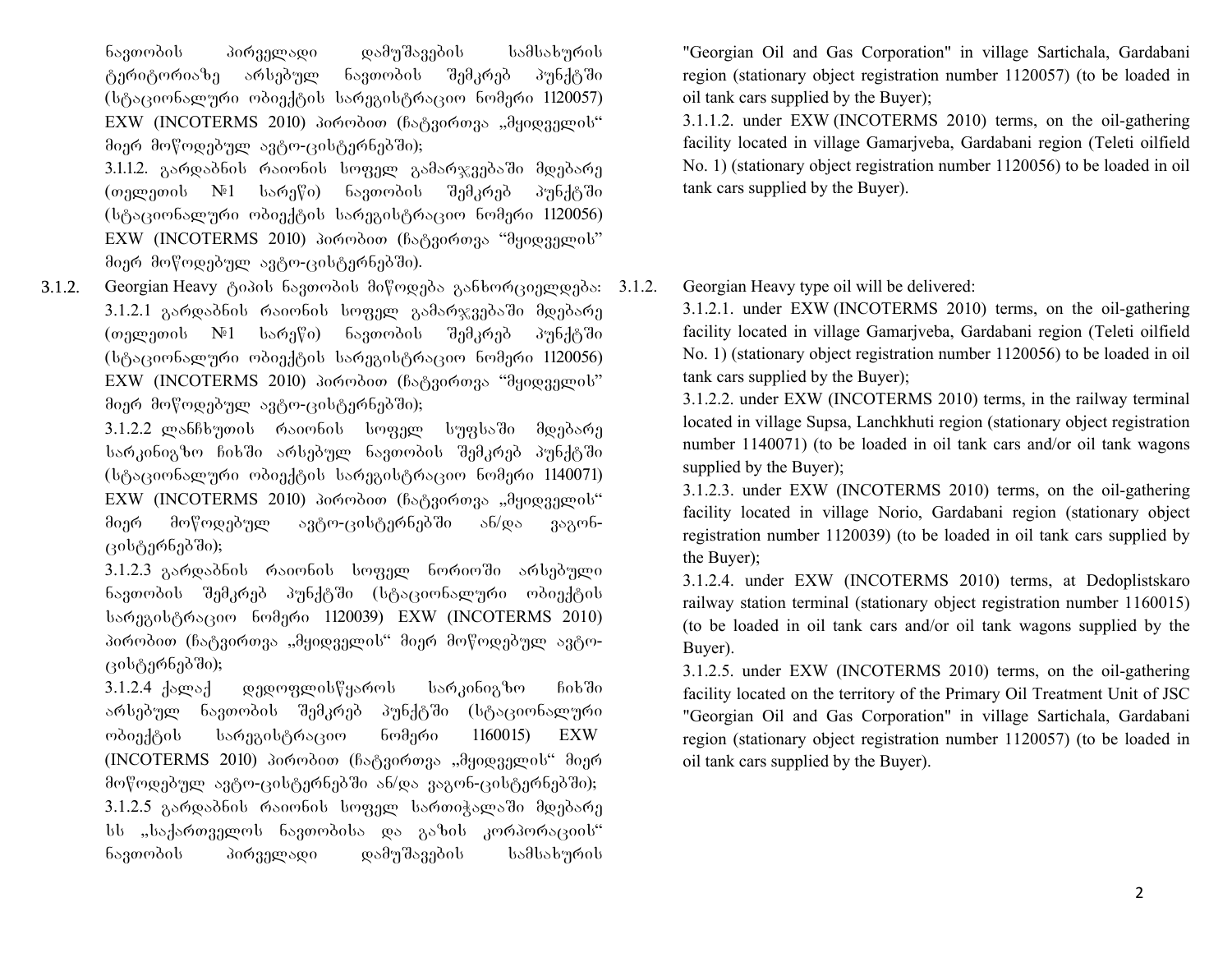ნავთობის პირველადი დამუშავების სამსახურის ტერიტორიაზე არსებულ ნავთობის შემკრებ პუნქტში (სტაციონალური ობიექტის სარეგისტრაციო ნომერი 1120057) EXW (INCOTERMS 2010) პირობით (ჩატვირთვა „მყიდველის" მიერ მოწოდებულ ავტო-ცისტერნებში);

3.1.1.2. გარდაბნის რაიონის სოფელ გამარჯვებაში მდებარე (თელეთის №1 სარეწი) ნავთობის შემკრებ პუნქტში (სტაციონალური ობიექტის სარეგისტრაციო ნომერი 1120056) EXW (INCOTERMS 2010) პირობით (ჩატვირთვა "მყიდველის" მიერ მოწოდებულ ავტო-ცისტერნებში).

3.1.2. Georgian Heavy ტიპის ნავთობის მიწოდება განხორციელდება:

3.1.2.1 გარდაბნის რაიონის სოფელ გამარჯვებაში მდებარე (თელეთის №1 სარეწი) ნავთობის შემკრებ პუნქტში (სტაციონალური ობიექტის სარეგისტრაციო ნომერი 1120056) EXW (INCOTERMS 2010) პირობით (ჩატვირთვა "მყიდველის" მიერ მოწოდებულ ავტო-ცისტერნებში);

3.1.2.2 ლანჩხუთის რაიონის სოფელ სუფსაში მდებარე სარკინიგზო ჩიხში არსებულ ნავთობის შემკრებ პუნქტში (სტაციონალური ობიექტის სარეგისტრაციო ნომერი 1140071) EXW (INCOTERMS 2010) პირობით (ჩატვირთვა „მყიდველის" მიერ მოწოდებულ ავტო-ცისტერნებში ან/და ვაგონ-ცისტერნებში);

3.1.2.3 გარდაბნის რაიონის სოფელ ნორიოში არსებული ნავთობის შემკრებ პუნქტში (სტაციონალური ობიექტის სარეგისტრაციო ნომერი 1120039) EXW (INCOTERMS 2010) პირობით (ჩატვირთვა „მყიდველის" მიერ მოწოდებულ ავტო-ცისტერნებში);

3.1.2.4 ქალაქ დედოფლისწყაროს სარკინიგზო ჩიხში არსებულ ნავთობის შემკრებ პუნქტში (სტაციონალური ობიექტის სარეგისტრაციო ნომერი 1160015) EXW (INCOTERMS 2010) პირობით (ჩატვირთვა „მყიდველის" მიერ მოწოდებულ ავტო-ცისტერნებში ან/და ვაგონ-ცისტერნებში);

3.1.2.5 გარდაბნის რაიონის სოფელ სართიჭალაში მდებარე სს „საქართველოს ნავთობისა და გაზის კორპორაციის" ნავთობის პირველადი დამუშავების სამსახურის

"Georgian Oil and Gas Corporation" in village Sartichala, Gardabani region (stationary object registration number 1120057) (to be loaded in oil tank cars supplied by the Buyer);

3.1.1.2. under EXW (INCOTERMS 2010) terms, on the oil-gathering facility located in village Gamarjveba, Gardabani region (Teleti oilfield No. 1) (stationary object registration number 1120056) to be loaded in oil tank cars supplied by the Buyer).

3.1.2. Georgian Heavy type oil will be delivered:

3.1.2.1. under EXW (INCOTERMS 2010) terms, on the oil-gathering facility located in village Gamarjveba, Gardabani region (Teleti oilfield No. 1) (stationary object registration number 1120056) to be loaded in oil tank cars supplied by the Buyer);

3.1.2.2. under EXW (INCOTERMS 2010) terms, in the railway terminal located in village Supsa, Lanchkhuti region (stationary object registration number 1140071) (to be loaded in oil tank cars and/or oil tank wagons supplied by the Buyer);

3.1.2.3. under EXW (INCOTERMS 2010) terms, on the oil-gathering facility located in village Norio, Gardabani region (stationary object registration number 1120039) (to be loaded in oil tank cars supplied by the Buyer);

3.1.2.4. under EXW (INCOTERMS 2010) terms, at Dedoplistskaro railway station terminal (stationary object registration number 1160015) (to be loaded in oil tank cars and/or oil tank wagons supplied by the Buyer).

3.1.2.5. under EXW (INCOTERMS 2010) terms, on the oil-gathering facility located on the territory of the Primary Oil Treatment Unit of JSC "Georgian Oil and Gas Corporation" in village Sartichala, Gardabani region (stationary object registration number 1120057) (to be loaded in oil tank cars supplied by the Buyer).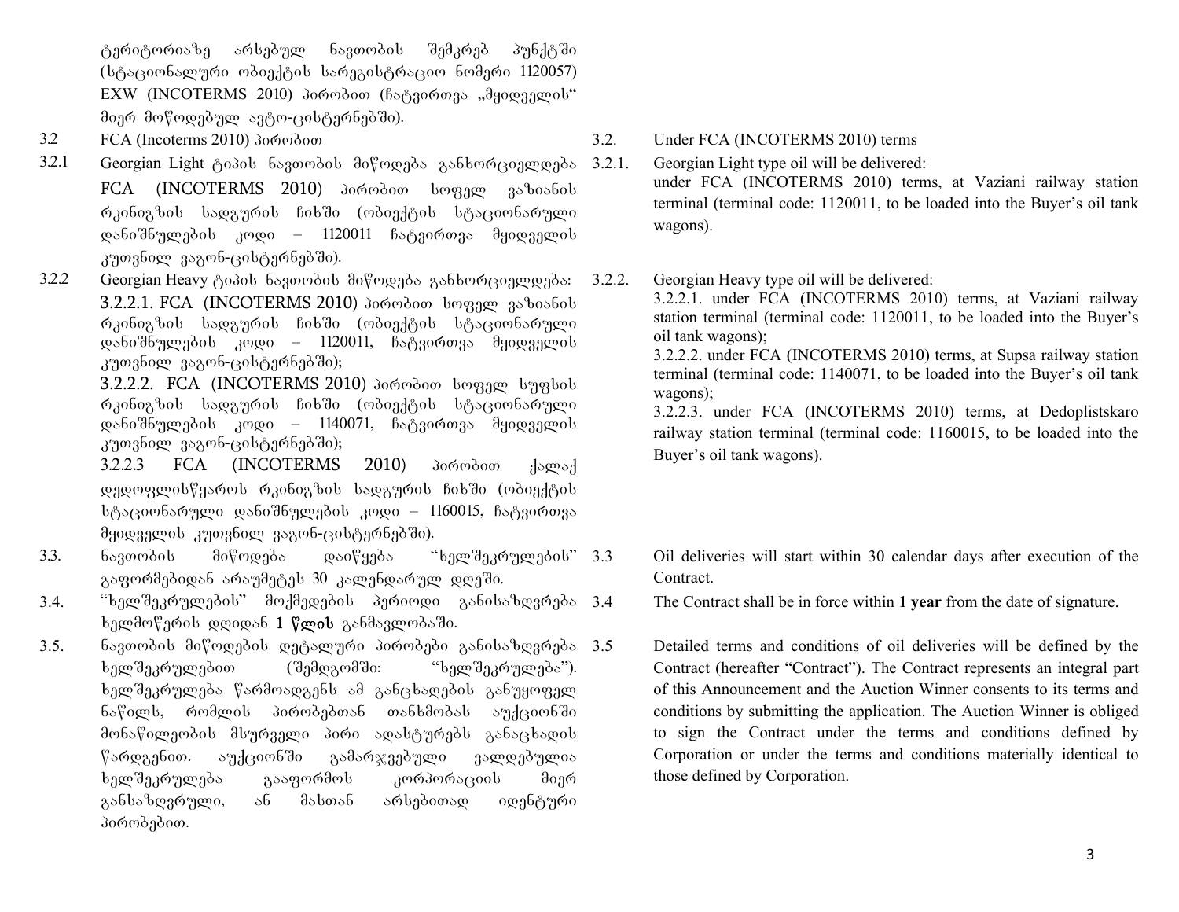ტერიტორიაზე არსებულ ნავთობის შემკრებ პუნქტში (სტაციონალური ობიექტის სარეგისტრაციო ნომერი 1120057) EXW (INCOTERMS 2010) პირობით (ჩატვირთვა „მყიდველის" მიერ მოწოდებულ ავტო-ცისტერნებში).

3.2 FCA (Incoterms 2010) პირობით

3.2.1 Georgian Light ტიპის ნავთობის მიწოდება განხორციელდება FCA (INCOTERMS 2010) პირობით სოფელ ვაზიანის რკინიგზის სადგურის ჩიხში (ობიექტის სტაციონარული დანიშნულების კოდი – 1120011 ჩატვირთვა მყიდველის კუთვნილ ვაგონ-ცისტერნებში).

3.2.2 Georgian Heavy ტიპის ნავთობის მიწოდება განხორციელდება:

3.2.2.1. FCA (INCOTERMS 2010) პირობით სოფელ ვაზიანის რკინიგზის სადგურის ჩიხში (ობიექტის სტაციონარული დანიშნულების კოდი – 1120011, ჩატვირთვა მყიდველის კუთვნილ ვაგონ-ცისტერნებში);

3.2.2.2. FCA (INCOTERMS 2010) პირობით სოფელ სუფსის რკინიგზის სადგურის ჩიხში (ობიექტის სტაციონარული დანიშნულების კოდი – 1140071, ჩატვირთვა მყიდველის კუთვნილ ვაგონ-ცისტერნებში);

3.2.2.3 FCA (INCOTERMS 2010) პირობით ქალაქ დედოფლისწყაროს რკინიგზის სადგურის ჩიხში (ობიექტის სტაციონარული დანიშნულების კოდი – 1160015, ჩატვირთვა მყიდველის კუთვნილ ვაგონ-ცისტერნებში).

3.3. ნავთობის მიწოდება დაიწყება "ხელშეკრულების" გაფორმებიდან არაუმეტეს 30 კალენდარულ დღეში.

3.4. "ხელშეკრულების" მოქმედების პერიოდი განისაზღვრება ხელმოწერის დღიდან 1 **წლის** განმავლობაში.

3.5. ნავთობის მიწოდების დეტალური პირობები განისაზღვრება ხელშეკრულებით (შემდგომში: "ხელშეკრულება"). ხელშეკრულება წარმოადგენს ამ განცხადების განუყოფელ ნაწილს, რომლის პირობებთან თანხმობას აუქციონში მონაწილეობის მსურველი პირი ადასტურებს განაცხადის წარდგენით. აუქციონში გამარჯვებული ვალდებულია ხელშეკრულება გააფორმოს კორპორაციის მიერ განსაზღვრული, ან მასთან არსებითად იდენტური პირობებით.

3.2. Under FCA (INCOTERMS 2010) terms

3.2.1. Georgian Light type oil will be delivered:
under FCA (INCOTERMS 2010) terms, at Vaziani railway station terminal (terminal code: 1120011, to be loaded into the Buyer's oil tank wagons).

3.2.2. Georgian Heavy type oil will be delivered:
3.2.2.1. under FCA (INCOTERMS 2010) terms, at Vaziani railway station terminal (terminal code: 1120011, to be loaded into the Buyer's oil tank wagons);
3.2.2.2. under FCA (INCOTERMS 2010) terms, at Supsa railway station terminal (terminal code: 1140071, to be loaded into the Buyer's oil tank wagons);
3.2.2.3. under FCA (INCOTERMS 2010) terms, at Dedoplistskaro railway station terminal (terminal code: 1160015, to be loaded into the Buyer's oil tank wagons).

3.3 Oil deliveries will start within 30 calendar days after execution of the Contract.

3.4 The Contract shall be in force within **1 year** from the date of signature.

3.5 Detailed terms and conditions of oil deliveries will be defined by the Contract (hereafter "Contract"). The Contract represents an integral part of this Announcement and the Auction Winner consents to its terms and conditions by submitting the application. The Auction Winner is obliged to sign the Contract under the terms and conditions defined by Corporation or under the terms and conditions materially identical to those defined by Corporation.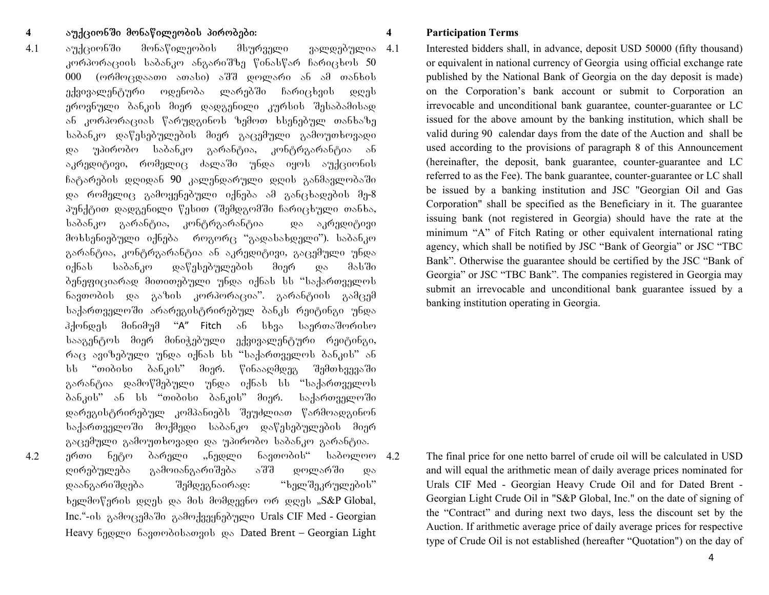## 4 აუქციონში მონაწილეობის პირობები:

4.1 აუქციონში მონაწილეობის მსურველი ვალდებულია კორპორაციის საბანკო ანგარიშზე წინასწარ ჩარიცხოს 50 000 (ორმოცდაათი ათასი) აშშ დოლარი ან ამ თანხის ექვივალენტური ოდენობა ლარებში ჩარიცხვის დღეს ეროვნული ბანკის მიერ დადგენილი კურსის შესაბამისად ან კორპორაციას წარუდგინოს ზემოთ ხსენებულ თანხაზე საბანკო დაწესებულების მიერ გაცემული გამოუთხოვადი და უპირობო საბანკო გარანტია, კონტრგარანტია ან აკრედიტივი, რომელიც ძალაში უნდა იყოს აუქციონის ჩატარების დღიდან 90 კალენდარული დღის განმავლობაში და რომელიც გამოყენებული იქნება ამ განცხადების მე-8 პუნქტით დადგენილი წესით (შემდგომში ჩარიცხული თანხა, საბანკო გარანტია, კონტრგარანტია და აკრედიტივი მოხსენიებული იქნება როგორც "გადასახდელი"). საბანკო გარანტია, კონტრგარანტია ან აკრედიტივი, გაცემული უნდა იქნას საბანკო დაწესებულების მიერ და მასში ბენეფიციარად მითითებული უნდა იქნას სს "საქართველოს ნავთობის და გაზის კორპორაცია". გარანტიის გამცემ საქართველოში არარეგისტრირებულ ბანკს რეიტინგი უნდა ჰქონდეს მინიმუმ "A" Fitch ან სხვა საერთაშორისო სააგენტოს მიერ მინიჭებული ექვივალენტური რეიტინგი, რაც ავიზებული უნდა იქნას სს "საქართველოს ბანკის" ან სს "თიბისი ბანკის" მიერ. წინააღმდეგ შემთხვევაში გარანტია დამოწმებული უნდა იქნას სს "საქართველოს ბანკის" ან სს "თიბისი ბანკის" მიერ. საქართველოში დარეგისტრირებულ კომპანიებს შეუძლიათ წარმოადგინონ საქართველოში მოქმედი საბანკო დაწესებულების მიერ გაცემული გამოუთხოვადი და უპირობო საბანკო გარანტია.

4.2 ერთი ნეტო ბარელი „ნედლი ნავთობის" საბოლოო ღირებულება გამოიანგარიშება აშშ დოლარში და დაანგარიშდება შემდეგნაირად: "ხელშეკრულების" ხელმოწერის დღეს და მის მომდევნო ორ დღეს „S&P Global, Inc."-ის გამოცემაში გამოქვეყნებული Urals CIF Med - Georgian Heavy ნედლი ნავთობისათვის და Dated Brent – Georgian Light

## 4 Participation Terms

4.1 Interested bidders shall, in advance, deposit USD 50000 (fifty thousand) or equivalent in national currency of Georgia using official exchange rate published by the National Bank of Georgia on the day deposit is made) on the Corporation's bank account or submit to Corporation an irrevocable and unconditional bank guarantee, counter-guarantee or LC issued for the above amount by the banking institution, which shall be valid during 90 calendar days from the date of the Auction and shall be used according to the provisions of paragraph 8 of this Announcement (hereinafter, the deposit, bank guarantee, counter-guarantee and LC referred to as the Fee). The bank guarantee, counter-guarantee or LC shall be issued by a banking institution and JSC "Georgian Oil and Gas Corporation" shall be specified as the Beneficiary in it. The guarantee issuing bank (not registered in Georgia) should have the rate at the minimum "A" of Fitch Rating or other equivalent international rating agency, which shall be notified by JSC "Bank of Georgia" or JSC "TBC Bank". Otherwise the guarantee should be certified by the JSC "Bank of Georgia" or JSC "TBC Bank". The companies registered in Georgia may submit an irrevocable and unconditional bank guarantee issued by a banking institution operating in Georgia.

4.2 The final price for one netto barrel of crude oil will be calculated in USD and will equal the arithmetic mean of daily average prices nominated for Urals CIF Med - Georgian Heavy Crude Oil and for Dated Brent - Georgian Light Crude Oil in "S&P Global, Inc." on the date of signing of the "Contract" and during next two days, less the discount set by the Auction. If arithmetic average price of daily average prices for respective type of Crude Oil is not established (hereafter "Quotation") on the day of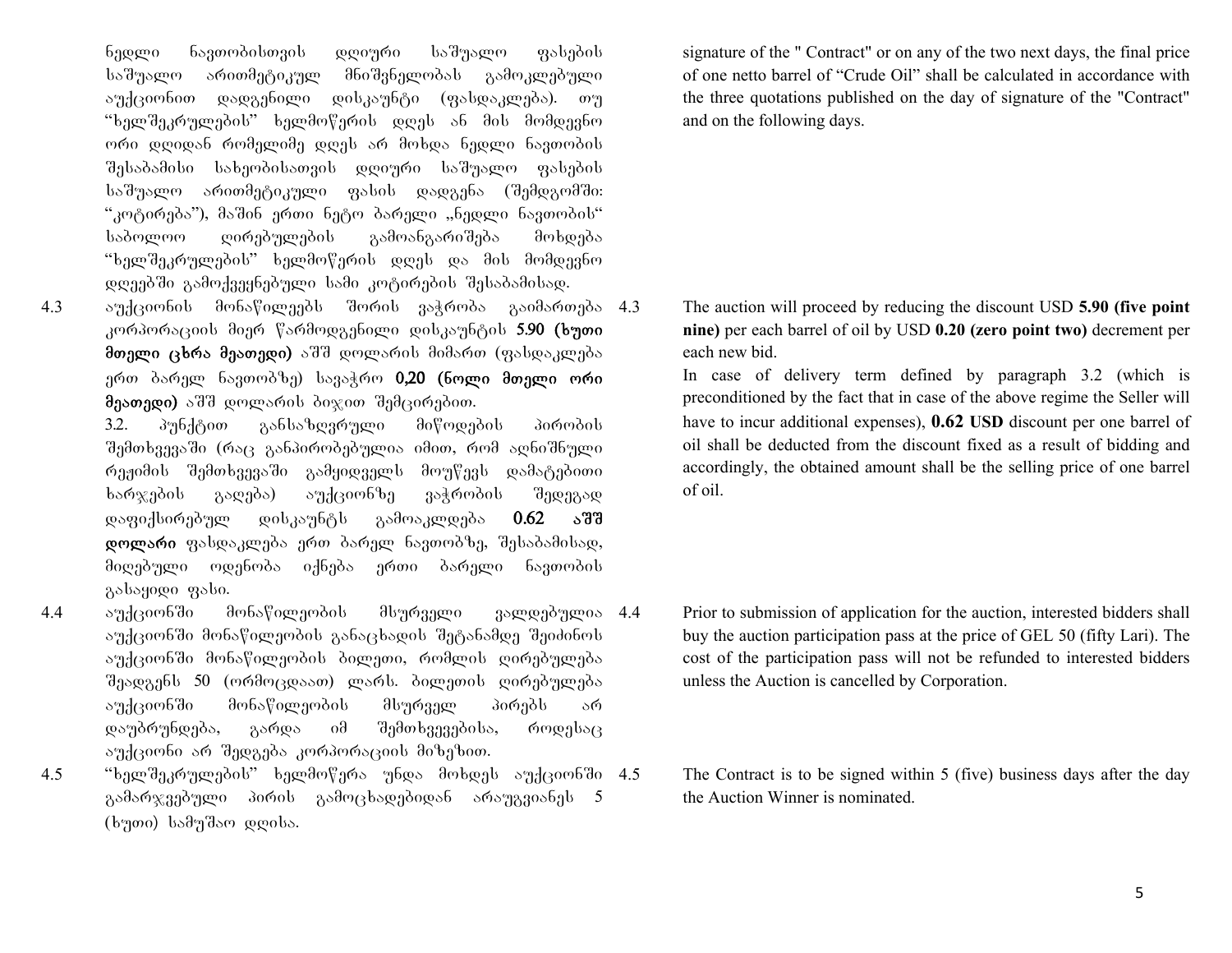ნედლი ნავთობისთვის დღიური საშუალო ფასების საშუალო არითმეტიკულ მნიშვნელობას გამოკლებული აუქციონით დადგენილი დისკაუნტი (ფასდაკლება). თუ "ხელშეკრულების" ხელმოწერის დღეს ან მის მომდევნო ორი დღიდან რომელიმე დღეს არ მოხდა ნედლი ნავთობის შესაბამისი სახეობისათვის დღიური საშუალო ფასების საშუალო არითმეტიკული ფასის დადგენა (შემდგომში: "კოტირება"), მაშინ ერთი ნეტო ბარელი „ნედლი ნავთობის" საბოლოო ღირებულების გამოანგარიშება მოხდება "ხელშეკრულების" ხელმოწერის დღეს და მის მომდევნო დღეებში გამოქვეყნებული სამი კოტირების შესაბამისად.

signature of the " Contract" or on any of the two next days, the final price of one netto barrel of "Crude Oil" shall be calculated in accordance with the three quotations published on the day of signature of the "Contract" and on the following days.

4.3 აუქციონის მონაწილეებს შორის ვაჭრობა გაიმართება კორპორაციის მიერ წარმოდგენილი დისკაუნტის **5.90 (ხუთი მთელი ცხრა მეათედი)** აშშ დოლარის მიმართ (ფასდაკლება ერთ ბარელ ნავთობზე) სავაჭრო **0,20 (ნოლი მთელი ორი მეათედი)** აშშ დოლარის ბიჯით შემცირებით.

3.2. პუნქტით განსაზღვრული მიწოდების პირობის შემთხვევაში (რაც განპირობებულია იმით, რომ აღნიშნული რეჟიმის შემთხვევაში გამყიდველს მოუწევს დამატებითი ხარჯების გაღება) აუქციონზე ვაჭრობის შედეგად დაფიქსირებულ დისკაუნტს გამოაკლდება **0.62 აშშ დოლარი** ფასდაკლება ერთ ბარელ ნავთობზე, შესაბამისად, მიღებული ოდენობა იქნება ერთი ბარელი ნავთობის გასაყიდი ფასი.

4.3 The auction will proceed by reducing the discount USD **5.90 (five point nine)** per each barrel of oil by USD **0.20 (zero point two)** decrement per each new bid.

In case of delivery term defined by paragraph 3.2 (which is preconditioned by the fact that in case of the above regime the Seller will have to incur additional expenses), **0.62 USD** discount per one barrel of oil shall be deducted from the discount fixed as a result of bidding and accordingly, the obtained amount shall be the selling price of one barrel of oil.

4.4 აუქციონში მონაწილეობის მსურველი ვალდებულია აუქციონში მონაწილეობის განაცხადის შეტანამდე შეიძინოს აუქციონში მონაწილეობის ბილეთი, რომლის ღირებულება შეადგენს 50 (ორმოცდაათ) ლარს. ბილეთის ღირებულება აუქციონში მონაწილეობის მსურველ პირებს არ დაუბრუნდება, გარდა იმ შემთხვევებისა, როდესაც აუქციონი არ შედგება კორპორაციის მიზეზით.

4.4 Prior to submission of application for the auction, interested bidders shall buy the auction participation pass at the price of GEL 50 (fifty Lari). The cost of the participation pass will not be refunded to interested bidders unless the Auction is cancelled by Corporation.

4.5 "ხელშეკრულების" ხელმოწერა უნდა მოხდეს აუქციონში გამარჯვებული პირის გამოცხადებიდან არაუგვიანეს 5 (ხუთი) სამუშაო დღისა.

4.5 The Contract is to be signed within 5 (five) business days after the day the Auction Winner is nominated.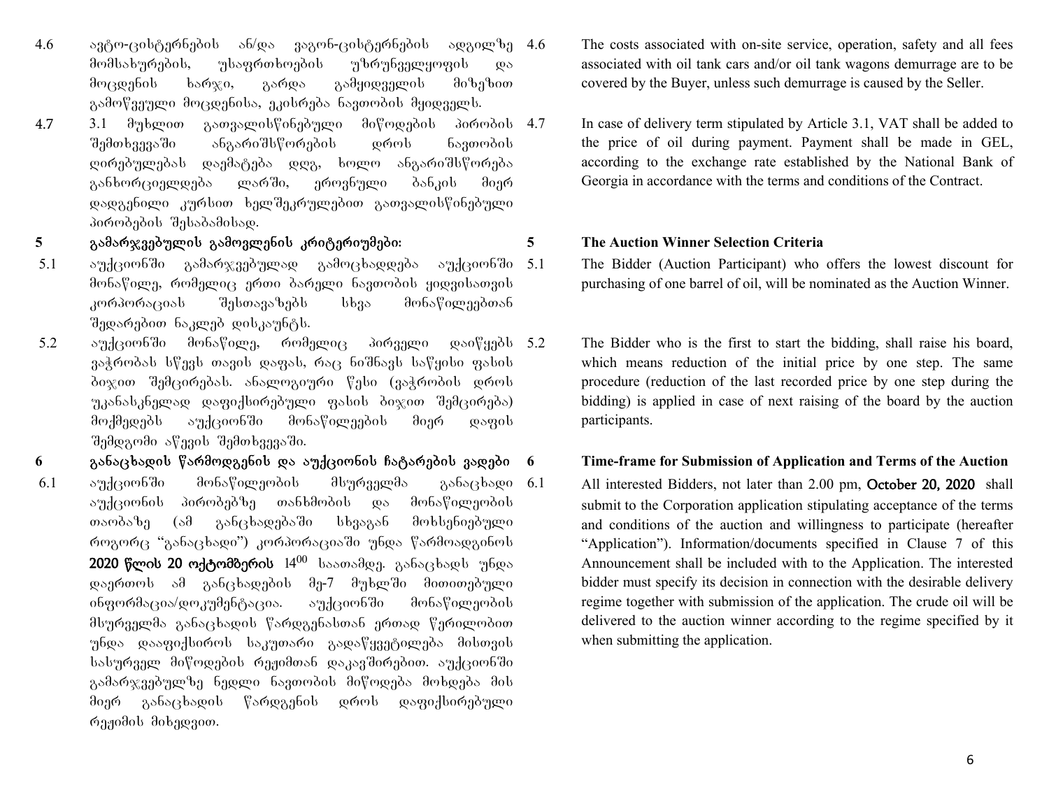4.6 ავტო-ცისტერნების ან/და ვაგონ-ცისტერნების ადგილზე მომსახურების, უსაფრთხოების უზრუნველყოფის და მოცდენის ხარჯი, გარდა გამყიდველის მიზეზით გამოწვეული მოცდენისა, ეკისრება ნავთობის მყიდველს.

4.6 The costs associated with on-site service, operation, safety and all fees associated with oil tank cars and/or oil tank wagons demurrage are to be covered by the Buyer, unless such demurrage is caused by the Seller.

4.7 3.1 მუხლით გათვალისწინებული მიწოდების პირობის შემთხვევაში ანგარიშსწორების დროს ნავთობის ღირებულებას დაემატება დღგ, ხოლო ანგარიშსწორება განხორციელდება ლარში, ეროვნული ბანკის მიერ დადგენილი კურსით ხელშეკრულებით გათვალისწინებული პირობების შესაბამისად.

4.7 In case of delivery term stipulated by Article 3.1, VAT shall be added to the price of oil during payment. Payment shall be made in GEL, according to the exchange rate established by the National Bank of Georgia in accordance with the terms and conditions of the Contract.

## 5 გამარჯვებულის გამოვლენის კრიტერიუმები:

## 5 The Auction Winner Selection Criteria

5.1 აუქციონში გამარჯვებულად გამოცხადდება აუქციონში მონაწილე, რომელიც ერთი ბარელი ნავთობის ყიდვისათვის კორპორაციას შესთავაზებს სხვა მონაწილეებთან შედარებით ნაკლებ დისკაუნტს.

5.1 The Bidder (Auction Participant) who offers the lowest discount for purchasing of one barrel of oil, will be nominated as the Auction Winner.

5.2 აუქციონში მონაწილე, რომელიც პირველი დაიწყებს ვაჭრობას სწევს თავის დაფას, რაც ნიშნავს საწყისი ფასის ბიჯით შემცირებას. ანალოგიური წესი (ვაჭრობის დროს უკანასკნელად დაფიქსირებული ფასის ბიჯით შემცირება) მოქმედებს აუქციონში მონაწილეების მიერ დაფის შემდგომი აწევის შემთხვევაში.

5.2 The Bidder who is the first to start the bidding, shall raise his board, which means reduction of the initial price by one step. The same procedure (reduction of the last recorded price by one step during the bidding) is applied in case of next raising of the board by the auction participants.

## 6 განაცხადის წარმოდგენის და აუქციონის ჩატარების ვადები

## 6 Time-frame for Submission of Application and Terms of the Auction

6.1 აუქციონში მონაწილეობის მსურველმა განაცხადი აუქციონის პირობებზე თანხმობის და მონაწილეობის თაობაზე (ამ განცხადებაში სხვაგან მოხსენიებული როგორც "განაცხადი") კორპორაციაში უნდა წარმოადგინოს **2020 წლის 20 ოქტომბრის** 14⁰⁰ საათამდე. განაცხადს უნდა დაერთოს ამ განცხადების მე-7 მუხლში მითითებული ინფორმაცია/დოკუმენტაცია. აუქციონში მონაწილეობის მსურველმა განაცხადის წარდგენასთან ერთად წერილობით უნდა დააფიქსიროს საკუთარი გადაწყვეტილება მისთვის სასურველ მიწოდების რეჟიმთან დაკავშირებით. აუქციონში გამარჯვებულზე ნედლი ნავთობის მიწოდება მოხდება მის მიერ განაცხადის წარდგენის დროს დაფიქსირებული რეჟიმის მიხედვით.

6.1 All interested Bidders, not later than 2.00 pm, **October 20, 2020** shall submit to the Corporation application stipulating acceptance of the terms and conditions of the auction and willingness to participate (hereafter "Application"). Information/documents specified in Clause 7 of this Announcement shall be included with to the Application. The interested bidder must specify its decision in connection with the desirable delivery regime together with submission of the application. The crude oil will be delivered to the auction winner according to the regime specified by it when submitting the application.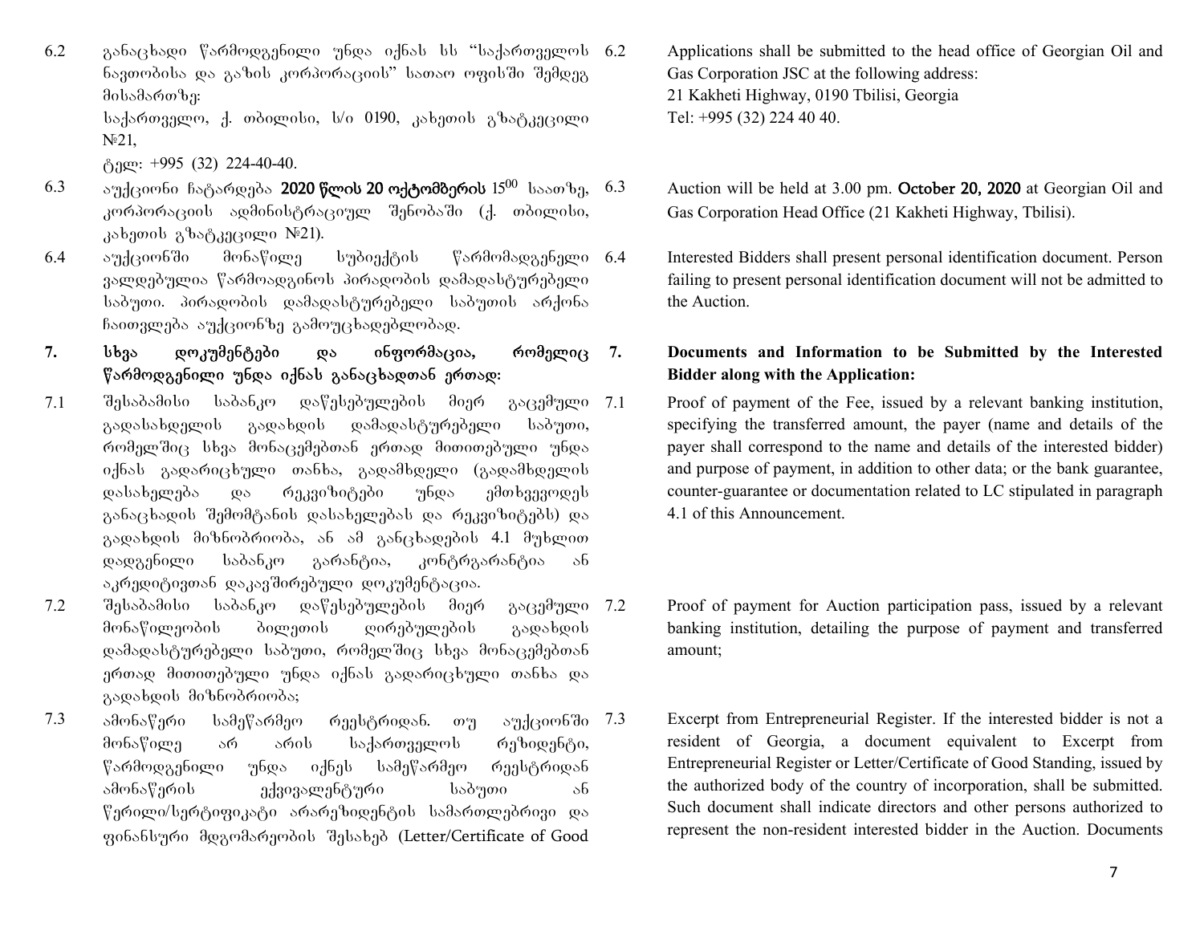6.2 განაცხადი წარმოდგენილი უნდა იქნას სს "საქართველოს ნავთობისა და გაზის კორპორაციის" სათაო ოფისში შემდეგ მისამართზე:

საქართველო, ქ. თბილისი, ს/ი 0190, კახეთის გზატკეცილი №21,

ტელ: +995 (32) 224-40-40.

6.3 აუქციონი ჩატარდება **2020 წლის 20 ოქტომბერის** 15[00] საათზე, კორპორაციის ადმინისტრაციულ შენობაში (ქ. თბილისი, კახეთის გზატკეცილი №21).

6.4 აუქციონში მონაწილე სუბიექტის წარმომადგენელი ვალდებულია წარმოადგინოს პირადობის დამადასტურებელი საბუთი. პირადობის დამადასტურებელი საბუთის არქონა ჩაითვლება აუქციონზე გამოუცხადებლობად.

**7. სხვა დოკუმენტები და ინფორმაცია, რომელიც წარმოდგენილი უნდა იქნას განაცხადთან ერთად:**

7.1 შესაბამისი საბანკო დაწესებულების მიერ გაცემული გადასახდელის გადახდის დამადასტურებელი საბუთი, რომელშიც სხვა მონაცემებთან ერთად მითითებული უნდა იქნას გადარიცხული თანხა, გადამხდელი (გადამხდელის დასახელება და რეკვიზიტები უნდა ემთხვეოდეს განაცხადის შემომტანის დასახელებას და რეკვიზიტებს) და გადახდის მიზნობრიობა, ან ამ განცხადების 4.1 მუხლით დადგენილი საბანკო გარანტია, კონტრგარანტია ან აკრედიტივთან დაკავშირებული დოკუმენტაცია.

7.2 შესაბამისი საბანკო დაწესებულების მიერ გაცემული მონაწილეობის ბილეთის ღირებულების გადახდის დამადასტურებელი საბუთი, რომელშიც სხვა მონაცემებთან ერთად მითითებული უნდა იქნას გადარიცხული თანხა და გადახდის მიზნობრიობა;

7.3 ამონაწერი სამეწარმეო რეესტრიდან. თუ აუქციონში მონაწილე არ არის საქართველოს რეზიდენტი, წარმოდგენილი უნდა იქნეს სამეწარმეო რეესტრიდან ამონაწერის ექვივალენტური საბუთი ან წერილი/სერტიფიკატი არარეზიდენტის სამართლებრივი და ფინანსური მდგომარეობის შესახებ (Letter/Certificate of Good

6.2 Applications shall be submitted to the head office of Georgian Oil and Gas Corporation JSC at the following address:

21 Kakheti Highway, 0190 Tbilisi, Georgia

Tel: +995 (32) 224 40 40.

6.3 Auction will be held at 3.00 pm. **October 20, 2020** at Georgian Oil and Gas Corporation Head Office (21 Kakheti Highway, Tbilisi).

6.4 Interested Bidders shall present personal identification document. Person failing to present personal identification document will not be admitted to the Auction.

**7. Documents and Information to be Submitted by the Interested Bidder along with the Application:**

7.1 Proof of payment of the Fee, issued by a relevant banking institution, specifying the transferred amount, the payer (name and details of the payer shall correspond to the name and details of the interested bidder) and purpose of payment, in addition to other data; or the bank guarantee, counter-guarantee or documentation related to LC stipulated in paragraph 4.1 of this Announcement.

7.2 Proof of payment for Auction participation pass, issued by a relevant banking institution, detailing the purpose of payment and transferred amount;

7.3 Excerpt from Entrepreneurial Register. If the interested bidder is not a resident of Georgia, a document equivalent to Excerpt from Entrepreneurial Register or Letter/Certificate of Good Standing, issued by the authorized body of the country of incorporation, shall be submitted. Such document shall indicate directors and other persons authorized to represent the non-resident interested bidder in the Auction. Documents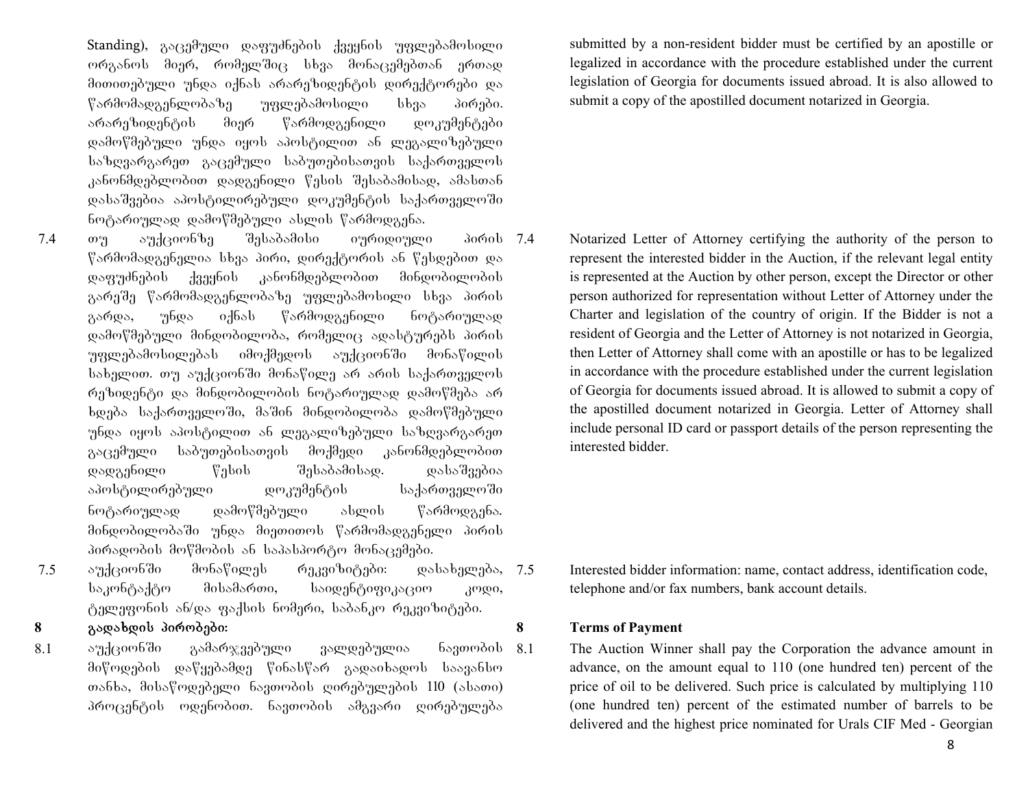Standing), გაცემული დაფუძნების ქვეყნის უფლებამოსილი ორგანოს მიერ, რომელშიც სხვა მონაცემებთან ერთად მითითებული უნდა იქნას არარეზიდენტის დირექტორები და წარმომადგენლობაზე უფლებამოსილი სხვა პირები. არარეზიდენტის მიერ წარმოდგენილი დოკუმენტები დამოწმებული უნდა იყოს აპოსტილით ან ლეგალიზებული საზღვარგარეთ გაცემული საბუთებისათვის საქართველოს კანონმდებლობით დადგენილი წესის შესაბამისად, ამასთან დასაშვებია აპოსტილირებული დოკუმენტის საქართველოში ნოტარიულად დამოწმებული ასლის წარმოდგენა.

submitted by a non-resident bidder must be certified by an apostille or legalized in accordance with the procedure established under the current legislation of Georgia for documents issued abroad. It is also allowed to submit a copy of the apostilled document notarized in Georgia.

7.4 თუ აუქციონზე შესაბამისი იურიდიული პირის წარმომადგენელია სხვა პირი, დირექტორის ან წესდებით და დაფუძნების ქვეყნის კანონმდებლობით მინდობილობის გარეშე წარმომადგენლობაზე უფლებამოსილი სხვა პირის გარდა, უნდა იქნას წარმოდგენილი ნოტარიულად დამოწმებული მინდობილობა, რომელიც ადასტურებს პირის უფლებამოსილებას იმოქმედოს აუქციონში მონაწილის სახელით. თუ აუქციონში მონაწილე არ არის საქართველოს რეზიდენტი და მინდობილობის ნოტარიულად დამოწმება არ ხდება საქართველოში, მაშინ მინდობილობა დამოწმებული უნდა იყოს აპოსტილით ან ლეგალიზებული საზღვარგარეთ გაცემული საბუთებისათვის მოქმედი კანონმდებლობით დადგენილი წესის შესაბამისად. დასაშვებია აპოსტილირებული დოკუმენტის საქართველოში ნოტარიულად დამოწმებული ასლის წარმოდგენა. მინდობილობაში უნდა მიეთითოს წარმომადგენელი პირის პირადობის მოწმობის ან საპასპორტო მონაცემები.

7.4 Notarized Letter of Attorney certifying the authority of the person to represent the interested bidder in the Auction, if the relevant legal entity is represented at the Auction by other person, except the Director or other person authorized for representation without Letter of Attorney under the Charter and legislation of the country of origin. If the Bidder is not a resident of Georgia and the Letter of Attorney is not notarized in Georgia, then Letter of Attorney shall come with an apostille or has to be legalized in accordance with the procedure established under the current legislation of Georgia for documents issued abroad. It is allowed to submit a copy of the apostilled document notarized in Georgia. Letter of Attorney shall include personal ID card or passport details of the person representing the interested bidder.

7.5 აუქციონში მონაწილეს რეკვიზიტები: დასახელება, საკონტაქტო მისამართი, საიდენტიფიკაციო კოდი, ტელეფონის ან/და ფაქსის ნომერი, საბანკო რეკვიზიტები.

7.5 Interested bidder information: name, contact address, identification code, telephone and/or fax numbers, bank account details.

## 8 გადახდის პირობები:

## 8 Terms of Payment

8.1 აუქციონში გამარჯვებული ვალდებულია ნავთობის მიწოდების დაწყებამდე წინასწარ გადაიხადოს საავანსო თანხა, მისაწოდებელი ნავთობის ღირებულების 110 (ასათი) პროცენტის ოდენობით. ნავთობის ამგვარი ღირებულება

8.1 The Auction Winner shall pay the Corporation the advance amount in advance, on the amount equal to 110 (one hundred ten) percent of the price of oil to be delivered. Such price is calculated by multiplying 110 (one hundred ten) percent of the estimated number of barrels to be delivered and the highest price nominated for Urals CIF Med - Georgian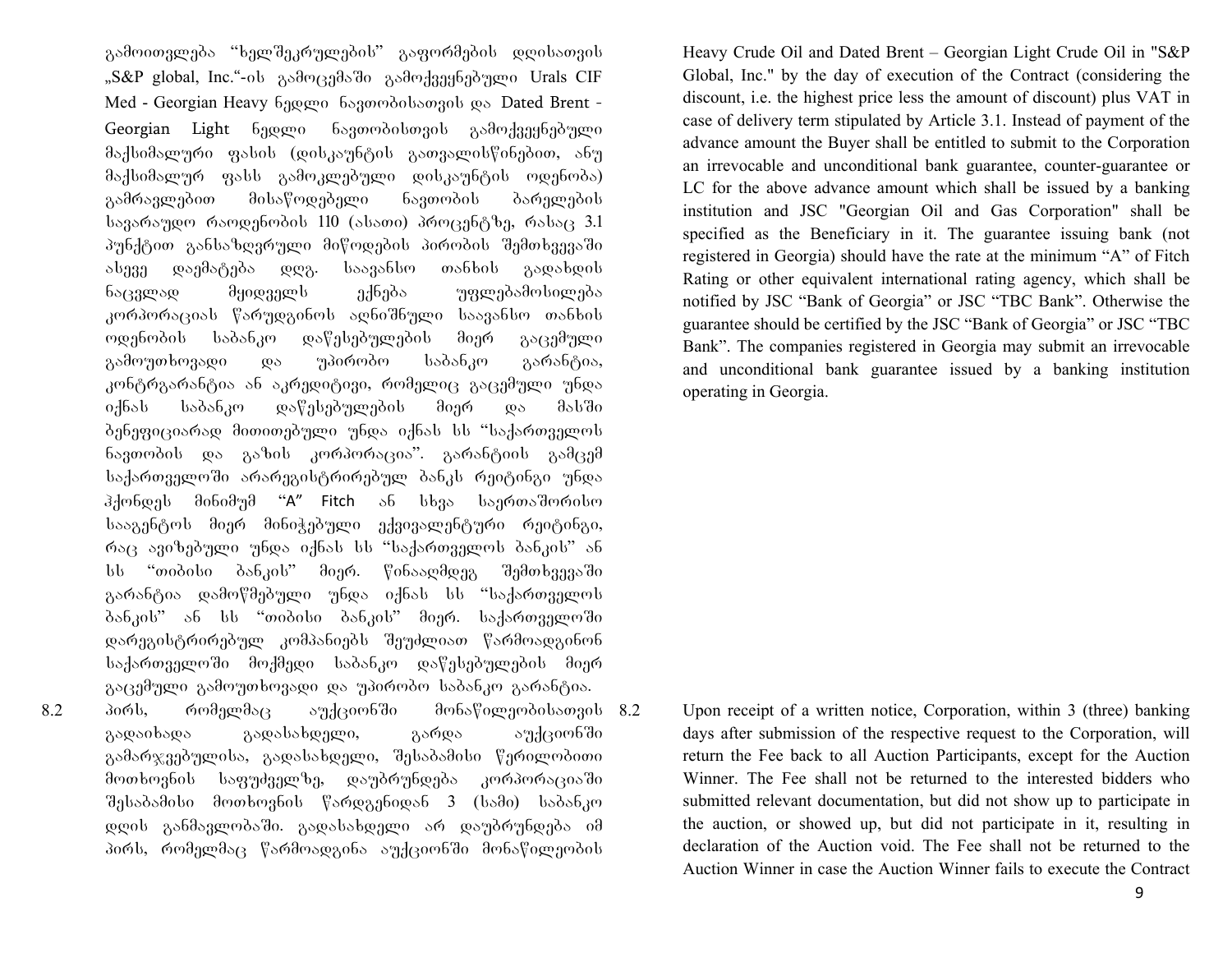გამოითვლება "ხელშეკრულების" გაფორმების დღისათვის „S&P global, Inc."-ის გამოცემაში გამოქვეყნებული Urals CIF Med - Georgian Heavy ნედლი ნავთობისათვის და Dated Brent - Georgian Light ნედლი ნავთობისთვის გამოქვეყნებული მაქსიმალური ფასის (დისკაუნტის გათვალისწინებით, ანუ მაქსიმალურ ფასს გამოკლებული დისკაუნტის ოდენობა) გამრავლებით მისაწოდებელი ნავთობის ბარელების სავარაუდო რაოდენობის 110 (ასათი) პროცენტზე, რასაც 3.1 პუნქტით განსაზღვრული მიწოდების პირობის შემთხვევაში ასევე დაემატება დღგ. საავანსო თანხის გადახდის ნაცვლად მყიდველს ექნება უფლებამოსილება კორპორაციას წარუდგინოს აღნიშნული საავანსო თანხის ოდენობის საბანკო დაწესებულების მიერ გაცემული გამოუთხოვადი და უპირობო საბანკო გარანტია, კონტრგარანტია ან აკრედიტივი, რომელიც გაცემული უნდა იქნას საბანკო დაწესებულების მიერ და მასში ბენეფიციარად მითითებული უნდა იქნას სს "საქართველოს ნავთობის და გაზის კორპორაცია". გარანტიის გამცემ საქართველოში არარეგისტრირებულ ბანკს რეიტინგი უნდა ჰქონდეს მინიმუმ "A" Fitch ან სხვა საერთაშორისო სააგენტოს მიერ მინიჭებული ექვივალენტური რეიტინგი, რაც ავიზებული უნდა იქნას სს "საქართველოს ბანკის" ან სს "თიბისი ბანკის" მიერ. წინააღმდეგ შემთხვევაში გარანტია დამოწმებული უნდა იქნას სს "საქართველოს ბანკის" ან სს "თიბისი ბანკის" მიერ. საქართველოში დარეგისტრირებულ კომპანიებს შეუძლიათ წარმოადგინონ საქართველოში მოქმედი საბანკო დაწესებულების მიერ გაცემული გამოუთხოვადი და უპირობო საბანკო გარანტია.

8.2 პირს, რომელმაც აუქციონში მონაწილეობისათვის გადაიხადა გადასახდელი, გარდა აუქციონში გამარჯვებულისა, გადასახდელი, შესაბამისი წერილობითი მოთხოვნის საფუძველზე, დაუბრუნდება კორპორაციაში შესაბამისი მოთხოვნის წარდგენიდან 3 (სამი) საბანკო დღის განმავლობაში. გადასახდელი არ დაუბრუნდება იმ პირს, რომელმაც წარმოადგინა აუქციონში მონაწილეობის

Heavy Crude Oil and Dated Brent – Georgian Light Crude Oil in "S&P Global, Inc." by the day of execution of the Contract (considering the discount, i.e. the highest price less the amount of discount) plus VAT in case of delivery term stipulated by Article 3.1. Instead of payment of the advance amount the Buyer shall be entitled to submit to the Corporation an irrevocable and unconditional bank guarantee, counter-guarantee or LC for the above advance amount which shall be issued by a banking institution and JSC "Georgian Oil and Gas Corporation" shall be specified as the Beneficiary in it. The guarantee issuing bank (not registered in Georgia) should have the rate at the minimum "A" of Fitch Rating or other equivalent international rating agency, which shall be notified by JSC "Bank of Georgia" or JSC "TBC Bank". Otherwise the guarantee should be certified by the JSC "Bank of Georgia" or JSC "TBC Bank". The companies registered in Georgia may submit an irrevocable and unconditional bank guarantee issued by a banking institution operating in Georgia.

8.2 Upon receipt of a written notice, Corporation, within 3 (three) banking days after submission of the respective request to the Corporation, will return the Fee back to all Auction Participants, except for the Auction Winner. The Fee shall not be returned to the interested bidders who submitted relevant documentation, but did not show up to participate in the auction, or showed up, but did not participate in it, resulting in declaration of the Auction void. The Fee shall not be returned to the Auction Winner in case the Auction Winner fails to execute the Contract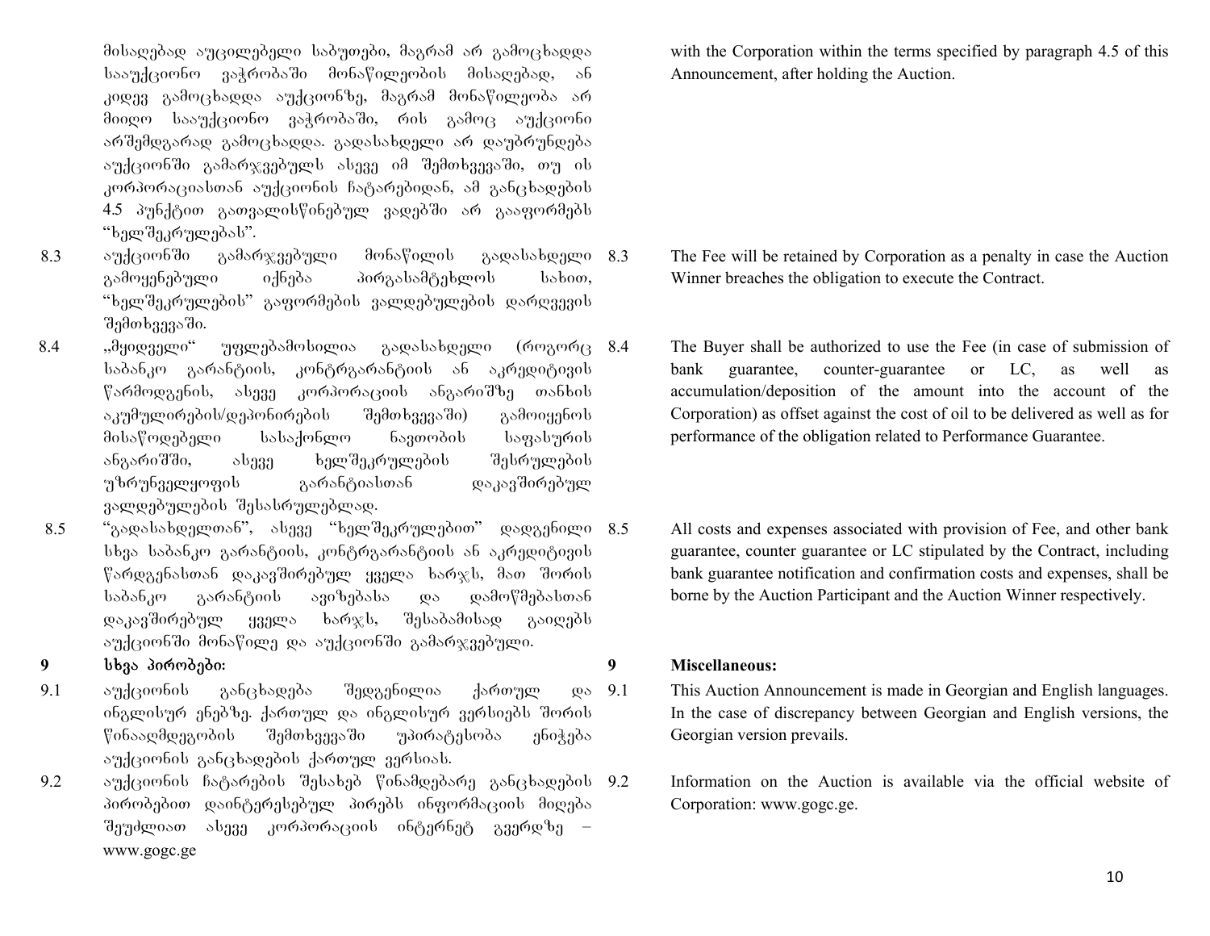მისაღებად აუცილებელი საბუთები, მაგრამ არ გამოცხადდა სააუქციონო ვაჭრობაში მონაწილეობის მისაღებად, ან კიდევ გამოცხადდა აუქციონზე, მაგრამ მონაწილეობა არ მიიღო სააუქციონო ვაჭრობაში, რის გამოც აუქციონი არშემდგარად გამოცხადდა. გადასახდელი არ დაუბრუნდება აუქციონში გამარჯვებულს ასევე იმ შემთხვევაში, თუ ის კორპორაციასთან აუქციონის ჩატარებიდან, ამ განცხადების 4.5 პუნქტით გათვალისწინებულ ვადებში არ გააფორმებს "ხელშეკრულებას".

with the Corporation within the terms specified by paragraph 4.5 of this Announcement, after holding the Auction.

8.3 აუქციონში გამარჯვებული მონაწილის გადასახდელი გამოყენებული იქნება პირგასამტეხლოს სახით, "ხელშეკრულების" გაფორმების ვალდებულების დარღვევის შემთხვევაში.

8.3 The Fee will be retained by Corporation as a penalty in case the Auction Winner breaches the obligation to execute the Contract.

8.4 „მყიდველი" უფლებამოსილია გადასახდელი (როგორც საბანკო გარანტიის, კონტრგარანტიის ან აკრედიტივის წარმოდგენის, ასევე კორპორაციის ანგარიშზე თანხის აკუმულირების/დეპონირების შემთხვევაში) გამოიყენოს მისაწოდებელი სასაქონლო ნავთობის საფასურის ანგარიშში, ასევე ხელშეკრულების შესრულების უზრუნველყოფის გარანტიასთან დაკავშირებულ ვალდებულების შესასრულებლად.

8.4 The Buyer shall be authorized to use the Fee (in case of submission of bank guarantee, counter-guarantee or LC, as well as accumulation/deposition of the amount into the account of the Corporation) as offset against the cost of oil to be delivered as well as for performance of the obligation related to Performance Guarantee.

8.5 "გადასახდელთან", ასევე "ხელშეკრულებით" დადგენილი სხვა საბანკო გარანტიის, კონტრგარანტიის ან აკრედიტივის წარდგენასთან დაკავშირებულ ყველა ხარჯს, მათ შორის საბანკო გარანტიის ავიზებასა და დამოწმებასთან დაკავშირებულ ყველა ხარჯს, შესაბამისად გაიღებს აუქციონში მონაწილე და აუქციონში გამარჯვებული.

8.5 All costs and expenses associated with provision of Fee, and other bank guarantee, counter guarantee or LC stipulated by the Contract, including bank guarantee notification and confirmation costs and expenses, shall be borne by the Auction Participant and the Auction Winner respectively.

**9 სხვა პირობები:**

**9 Miscellaneous:**

9.1 აუქციონის განცხადება შედგენილია ქართულ და ინგლისურ ენებზე. ქართულ და ინგლისურ ვერსიებს შორის წინააღმდეგობის შემთხვევაში უპირატესობა ენიჭება აუქციონის განცხადების ქართულ ვერსიას.

9.1 This Auction Announcement is made in Georgian and English languages. In the case of discrepancy between Georgian and English versions, the Georgian version prevails.

9.2 აუქციონის ჩატარების შესახებ წინამდებარე განცხადების პირობებით დაინტერესებულ პირებს ინფორმაციის მიღება შეუძლიათ ასევე კორპორაციის ინტერნეტ გვერდზე – www.gogc.ge

9.2 Information on the Auction is available via the official website of Corporation: www.gogc.ge.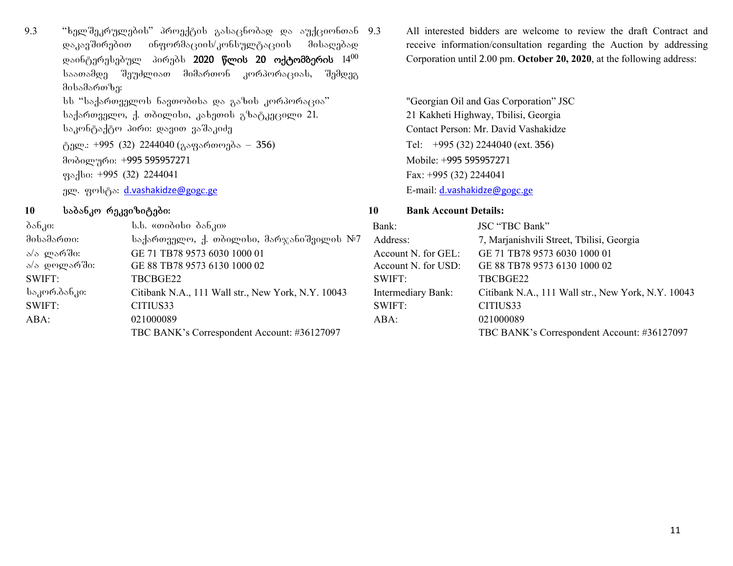9.3 “ხელშეკრულების” პროექტის გასაცნობად და აუქციონთან დაკავშირებით ინფორმაციის/კონსულტაციის მისაღებად დაინტერესებულ პირებს **2020 წლის 20 ოქტომბერის** 14[00] საათამდე შეუძლიათ მიმართონ კორპორაციას, შემდეგ მისამართზე:

სს “საქართველოს ნავთობისა და გაზის კორპორაცია”
საქართველო, ქ. თბილისი, კახეთის გზატკეცილი 21.
საკონტაქტო პირი: დავით ვაშაკიძე
ტელ.: +995 (32) 2244040 (გაფართოება – 356)
მობილური: +995 595957271
ფაქსი: +995 (32) 2244041
ელ. ფოსტა: d.vashakidze@gogc.ge

## 10 საბანკო რეკვიზიტები:

| | |
|---|---|
| ბანკი: | ს.ს. «თიბისი ბანკი» |
| მისამართი: | საქართველო, ქ. თბილისი, მარჯანიშვილის №7 |
| ა/ა ლარში: | GE 71 TB78 9573 6030 1000 01 |
| ა/ა დოლარში: | GE 88 TB78 9573 6130 1000 02 |
| SWIFT: | TBCBGE22 |
| საკორ.ბანკი: | Citibank N.A., 111 Wall str., New York, N.Y. 10043 |
| SWIFT: | CITIUS33 |
| ABA: | 021000089 |
| | TBC BANK’s Correspondent Account: #36127097 |

9.3 All interested bidders are welcome to review the draft Contract and receive information/consultation regarding the Auction by addressing Corporation until 2.00 pm. **October 20, 2020**, at the following address:

"Georgian Oil and Gas Corporation” JSC
21 Kakheti Highway, Tbilisi, Georgia
Contact Person: Mr. David Vashakidze
Tel: +995 (32) 2244040 (ext. 356)
Mobile: +995 595957271
Fax: +995 (32) 2244041
E-mail: d.vashakidze@gogc.ge

## 10 Bank Account Details:

| | |
|---|---|
| Bank: | JSC “TBC Bank” |
| Address: | 7, Marjanishvili Street, Tbilisi, Georgia |
| Account N. for GEL: | GE 71 TB78 9573 6030 1000 01 |
| Account N. for USD: | GE 88 TB78 9573 6130 1000 02 |
| SWIFT: | TBCBGE22 |
| Intermediary Bank: | Citibank N.A., 111 Wall str., New York, N.Y. 10043 |
| SWIFT: | CITIUS33 |
| ABA: | 021000089 |
| | TBC BANK’s Correspondent Account: #36127097 |